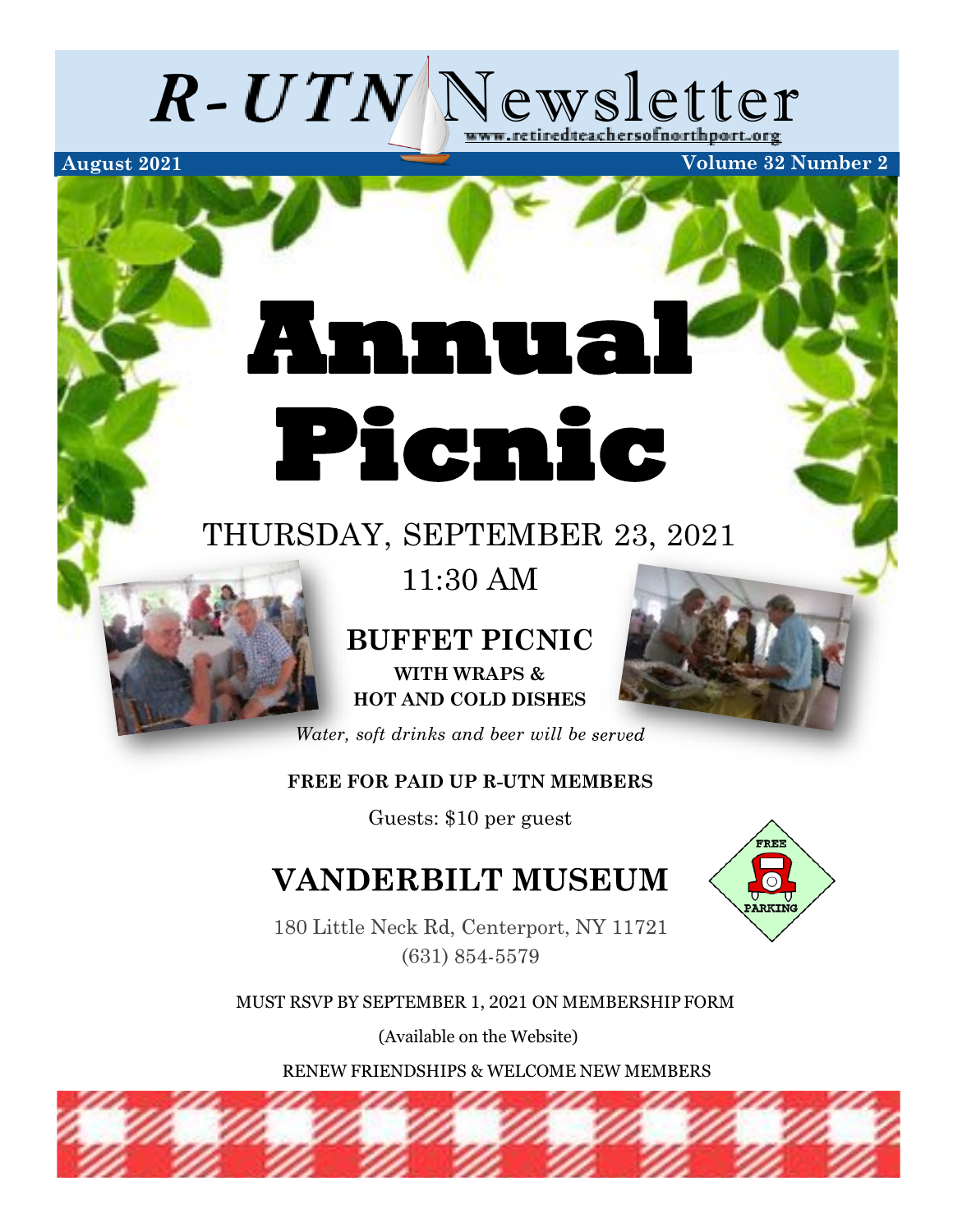# R-UTN Newsletter

www.retiredteachersofnorthport.org

**August 2021** **Volume 32 Number 2**

# Annual Picnic

THURSDAY, SEPTEMBER 23, 2021

11:30 AM

## BUFFET PICNIC

**WITH WRAPS & HOT AND COLD DISHES**

*Water, soft drinks and beer will be served*

**FREE FOR PAID UP R-UTN MEMBERS**

Guests: $10 per guest

## VANDERBILT MUSEUM

180 Little Neck Rd, Centerport, NY 11721

(631) 854-5579

FREE PARKING

MUST RSVP BY SEPTEMBER 1, 2021 ON MEMBERSHIP FORM

(Available on the Website)

RENEW FRIENDSHIPS & WELCOME NEW MEMBERS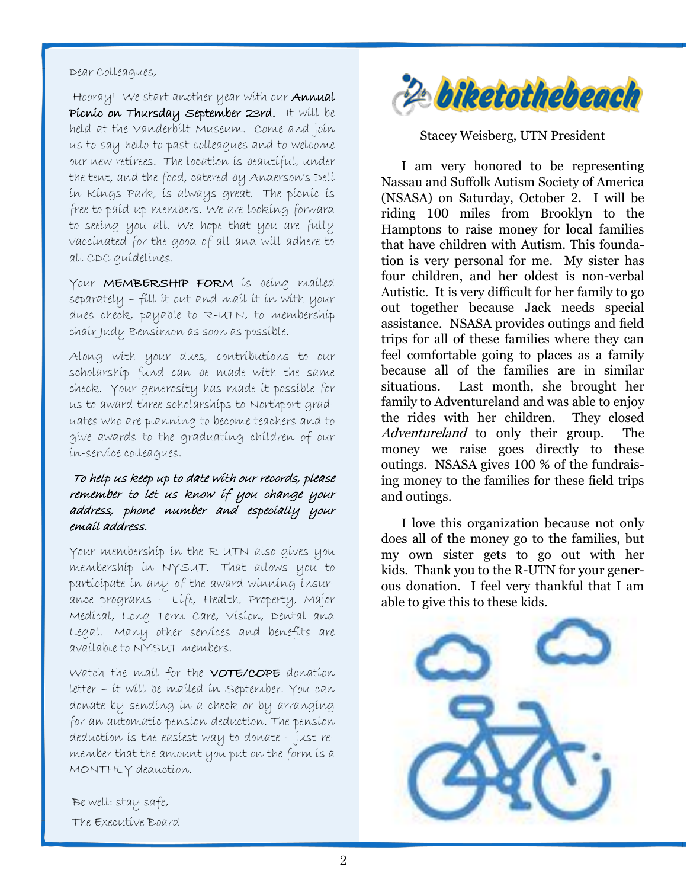Dear Colleagues,

Hooray! We start another year with our **Annual Picnic on Thursday September 23rd.** It will be held at the Vanderbilt Museum. Come and join us to say hello to past colleagues and to welcome our new retirees. The location is beautiful, under the tent, and the food, catered by Anderson's Deli in Kings Park, is always great. The picnic is free to paid-up members. We are looking forward to seeing you all. We hope that you are fully vaccinated for the good of all and will adhere to all CDC guidelines.

Your **MEMBERSHIP FORM** is being mailed separately – fill it out and mail it in with your dues check, payable to R-UTN, to membership chair Judy Bensimon as soon as possible.

Along with your dues, contributions to our scholarship fund can be made with the same check. Your generosity has made it possible for us to award three scholarships to Northport graduates who are planning to become teachers and to give awards to the graduating children of our in-service colleagues.

***To help us keep up to date with our records, please remember to let us know if you change your address, phone number and especially your email address.***

Your membership in the R-UTN also gives you membership in NYSUT. That allows you to participate in any of the award-winning insurance programs – Life, Health, Property, Major Medical, Long Term Care, Vision, Dental and Legal. Many other services and benefits are available to NYSUT members.

Watch the mail for the **VOTE/COPE** donation letter – it will be mailed in September. You can donate by sending in a check or by arranging for an automatic pension deduction. The pension deduction is the easiest way to donate – just remember that the amount you put on the form is a MONTHLY deduction.

Be well: stay safe,

The Executive Board

## biketothebeach

Stacey Weisberg, UTN President

I am very honored to be representing Nassau and Suffolk Autism Society of America (NSASA) on Saturday, October 2. I will be riding 100 miles from Brooklyn to the Hamptons to raise money for local families that have children with Autism. This foundation is very personal for me. My sister has four children, and her oldest is non-verbal Autistic. It is very difficult for her family to go out together because Jack needs special assistance. NSASA provides outings and field trips for all of these families where they can feel comfortable going to places as a family because all of the families are in similar situations. Last month, she brought her family to Adventureland and was able to enjoy the rides with her children. They closed *Adventureland* to only their group. The money we raise goes directly to these outings. NSASA gives 100 % of the fundraising money to the families for these field trips and outings.

I love this organization because not only does all of the money go to the families, but my own sister gets to go out with her kids. Thank you to the R-UTN for your generous donation. I feel very thankful that I am able to give this to these kids.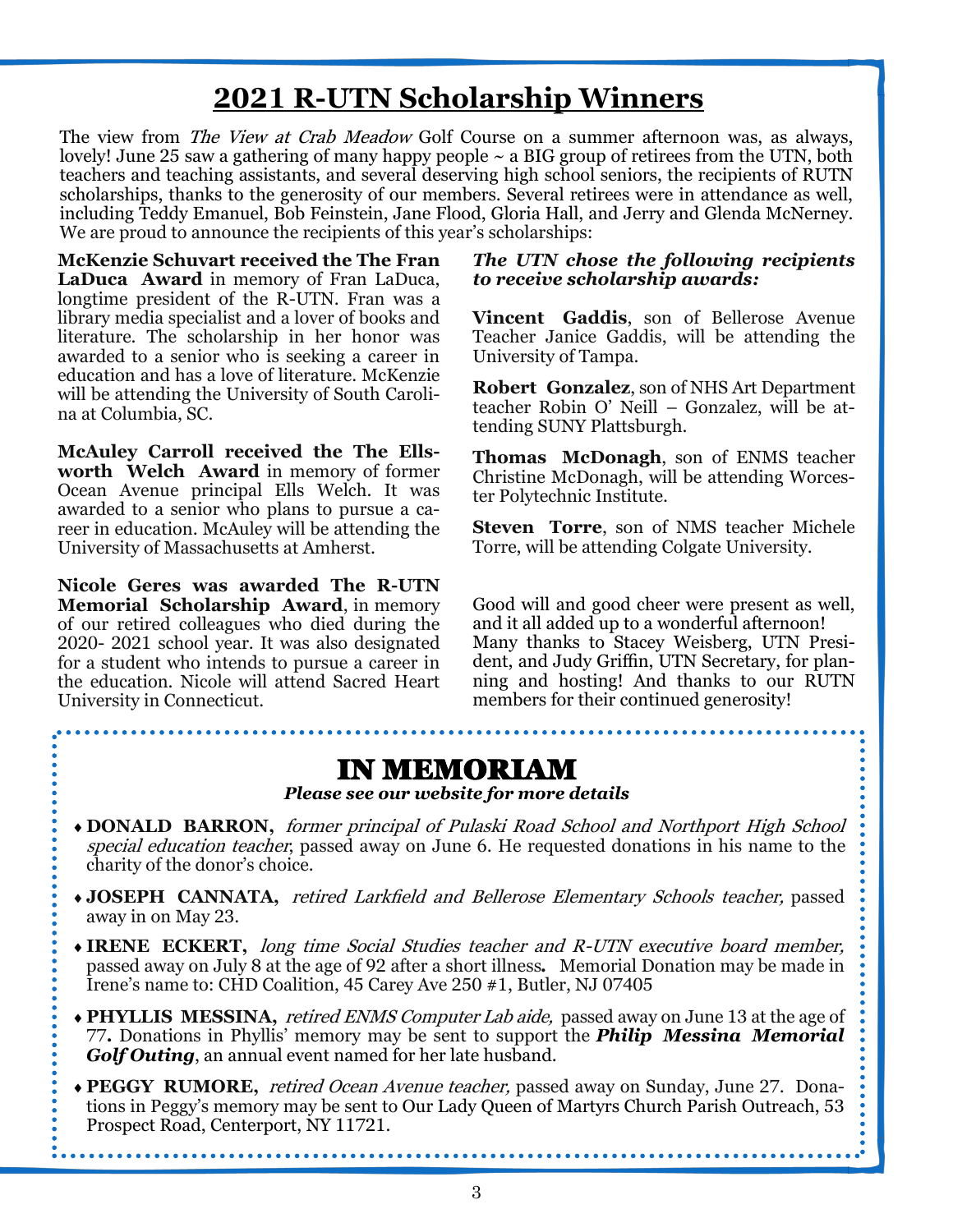# 2021 R-UTN Scholarship Winners

The view from *The View at Crab Meadow* Golf Course on a summer afternoon was, as always, lovely! June 25 saw a gathering of many happy people ~ a BIG group of retirees from the UTN, both teachers and teaching assistants, and several deserving high school seniors, the recipients of RUTN scholarships, thanks to the generosity of our members. Several retirees were in attendance as well, including Teddy Emanuel, Bob Feinstein, Jane Flood, Gloria Hall, and Jerry and Glenda McNerney. We are proud to announce the recipients of this year's scholarships:

**McKenzie Schuvart received the The Fran LaDuca Award** in memory of Fran LaDuca, longtime president of the R-UTN. Fran was a library media specialist and a lover of books and literature. The scholarship in her honor was awarded to a senior who is seeking a career in education and has a love of literature. McKenzie will be attending the University of South Carolina at Columbia, SC.

**McAuley Carroll received the The Ellsworth Welch Award** in memory of former Ocean Avenue principal Ells Welch. It was awarded to a senior who plans to pursue a career in education. McAuley will be attending the University of Massachusetts at Amherst.

**Nicole Geres was awarded The R-UTN Memorial Scholarship Award**, in memory of our retired colleagues who died during the 2020- 2021 school year. It was also designated for a student who intends to pursue a career in the education. Nicole will attend Sacred Heart University in Connecticut.

***The UTN chose the following recipients to receive scholarship awards:***

**Vincent Gaddis**, son of Bellerose Avenue Teacher Janice Gaddis, will be attending the University of Tampa.

**Robert Gonzalez**, son of NHS Art Department teacher Robin O' Neill – Gonzalez, will be attending SUNY Plattsburgh.

**Thomas McDonagh**, son of ENMS teacher Christine McDonagh, will be attending Worcester Polytechnic Institute.

**Steven Torre**, son of NMS teacher Michele Torre, will be attending Colgate University.

Good will and good cheer were present as well, and it all added up to a wonderful afternoon! Many thanks to Stacey Weisberg, UTN President, and Judy Griffin, UTN Secretary, for planning and hosting! And thanks to our RUTN members for their continued generosity!

## IN MEMORIAM

***Please see our website for more details***

- **DONALD BARRON,** *former principal of Pulaski Road School and Northport High School special education teacher,* passed away on June 6. He requested donations in his name to the charity of the donor's choice.
- **JOSEPH CANNATA,** *retired Larkfield and Bellerose Elementary Schools teacher,* passed away in on May 23.
- **IRENE ECKERT,** *long time Social Studies teacher and R-UTN executive board member,* passed away on July 8 at the age of 92 after a short illness**.** Memorial Donation may be made in Irene's name to: CHD Coalition, 45 Carey Ave 250 #1, Butler, NJ 07405
- **PHYLLIS MESSINA,** *retired ENMS Computer Lab aide,* passed away on June 13 at the age of 77**.** Donations in Phyllis' memory may be sent to support the ***Philip Messina Memorial Golf Outing***, an annual event named for her late husband.
- **PEGGY RUMORE,** *retired Ocean Avenue teacher,* passed away on Sunday, June 27. Donations in Peggy's memory may be sent to Our Lady Queen of Martyrs Church Parish Outreach, 53 Prospect Road, Centerport, NY 11721.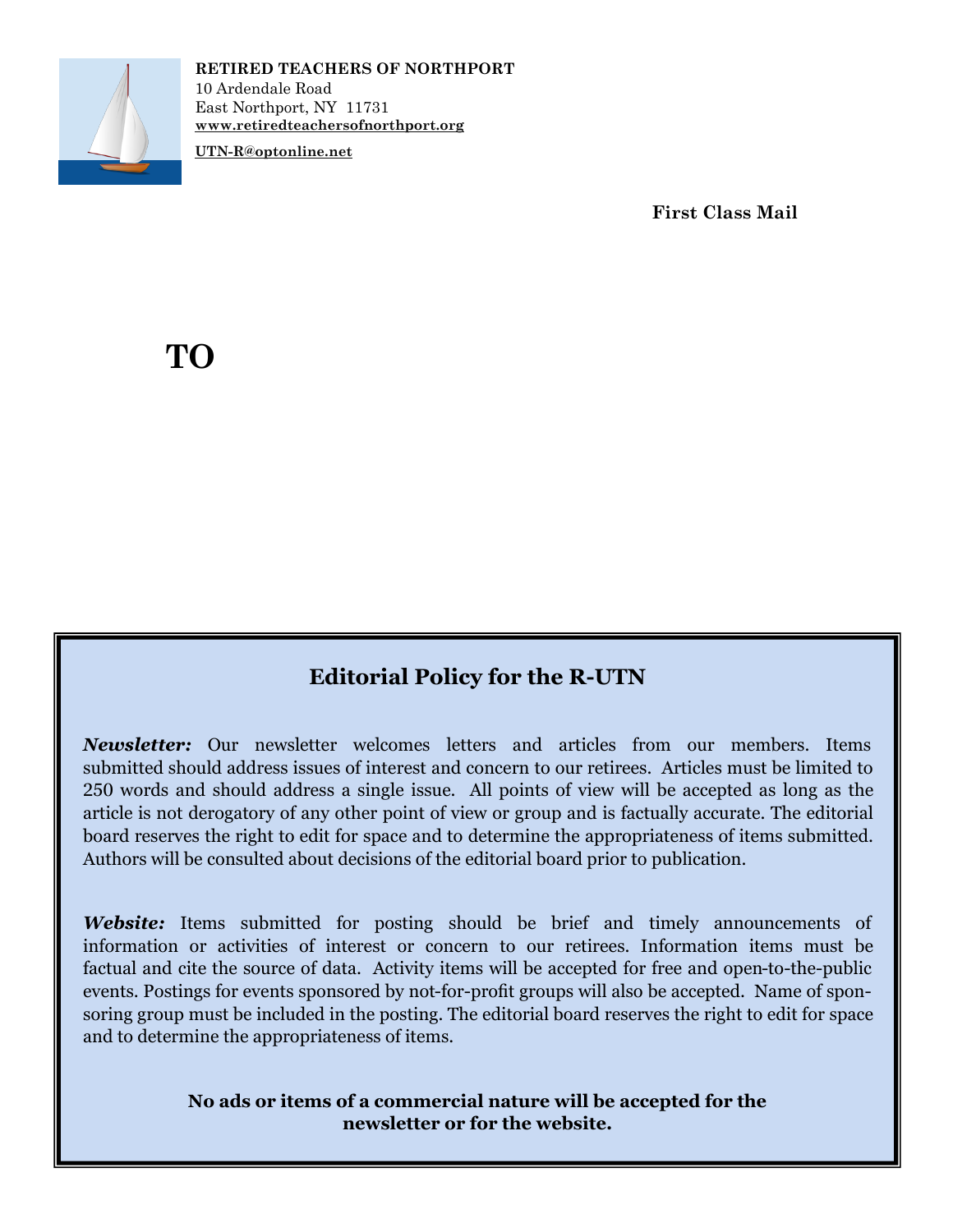**RETIRED TEACHERS OF NORTHPORT**
10 Ardendale Road
East Northport, NY 11731
**www.retiredteachersofnorthport.org**

**UTN-R@optonline.net**

**First Class Mail**

**TO**

## Editorial Policy for the R-UTN

***Newsletter:*** Our newsletter welcomes letters and articles from our members. Items submitted should address issues of interest and concern to our retirees. Articles must be limited to 250 words and should address a single issue. All points of view will be accepted as long as the article is not derogatory of any other point of view or group and is factually accurate. The editorial board reserves the right to edit for space and to determine the appropriateness of items submitted. Authors will be consulted about decisions of the editorial board prior to publication.

***Website:*** Items submitted for posting should be brief and timely announcements of information or activities of interest or concern to our retirees. Information items must be factual and cite the source of data. Activity items will be accepted for free and open-to-the-public events. Postings for events sponsored by not-for-profit groups will also be accepted. Name of sponsoring group must be included in the posting. The editorial board reserves the right to edit for space and to determine the appropriateness of items.

**No ads or items of a commercial nature will be accepted for the newsletter or for the website.**